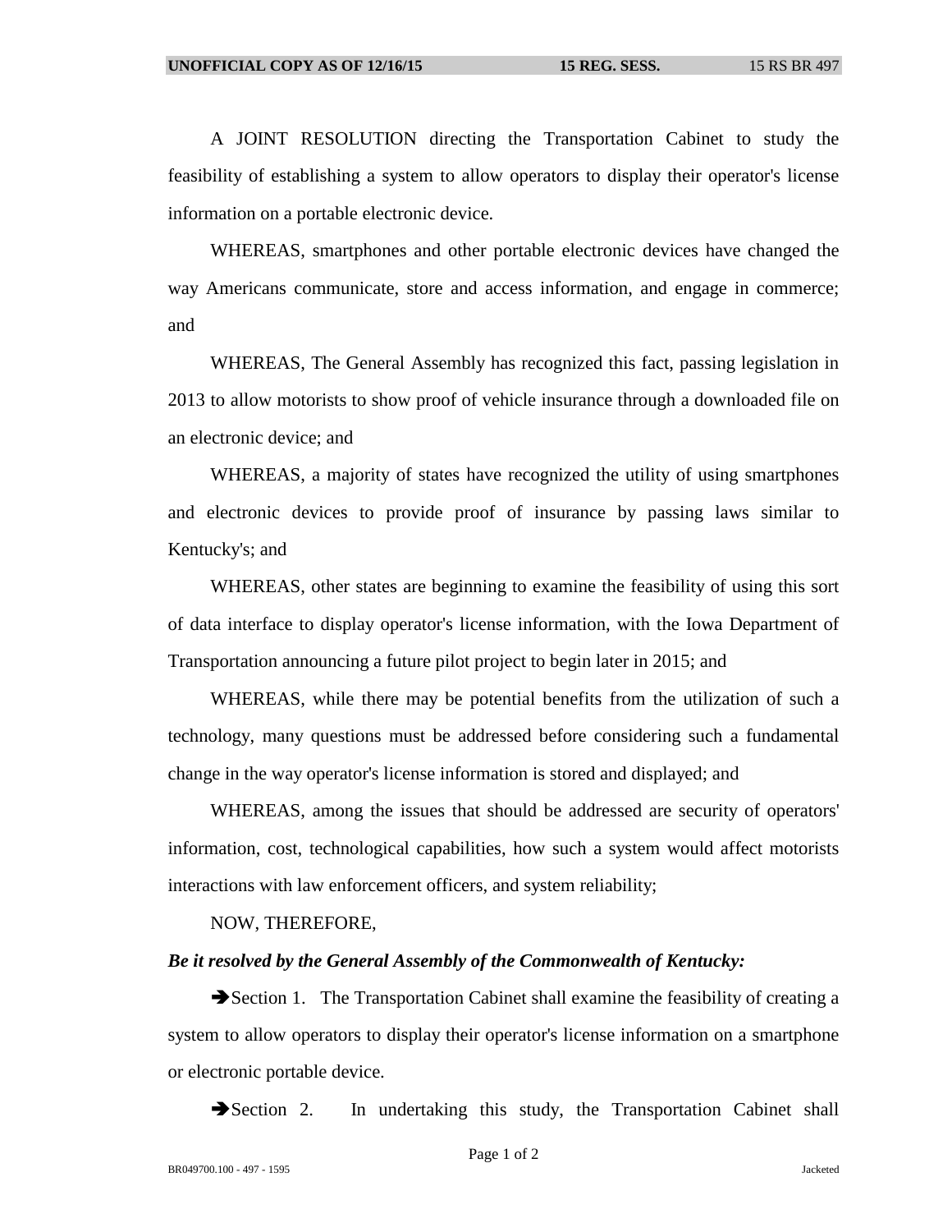A JOINT RESOLUTION directing the Transportation Cabinet to study the feasibility of establishing a system to allow operators to display their operator's license information on a portable electronic device.

WHEREAS, smartphones and other portable electronic devices have changed the way Americans communicate, store and access information, and engage in commerce; and

WHEREAS, The General Assembly has recognized this fact, passing legislation in 2013 to allow motorists to show proof of vehicle insurance through a downloaded file on an electronic device; and

WHEREAS, a majority of states have recognized the utility of using smartphones and electronic devices to provide proof of insurance by passing laws similar to Kentucky's; and

WHEREAS, other states are beginning to examine the feasibility of using this sort of data interface to display operator's license information, with the Iowa Department of Transportation announcing a future pilot project to begin later in 2015; and

WHEREAS, while there may be potential benefits from the utilization of such a technology, many questions must be addressed before considering such a fundamental change in the way operator's license information is stored and displayed; and

WHEREAS, among the issues that should be addressed are security of operators' information, cost, technological capabilities, how such a system would affect motorists interactions with law enforcement officers, and system reliability;

NOW, THEREFORE,

***Be it resolved by the General Assembly of the Commonwealth of Kentucky:***

➔Section 1. The Transportation Cabinet shall examine the feasibility of creating a system to allow operators to display their operator's license information on a smartphone or electronic portable device.

➔Section 2. In undertaking this study, the Transportation Cabinet shall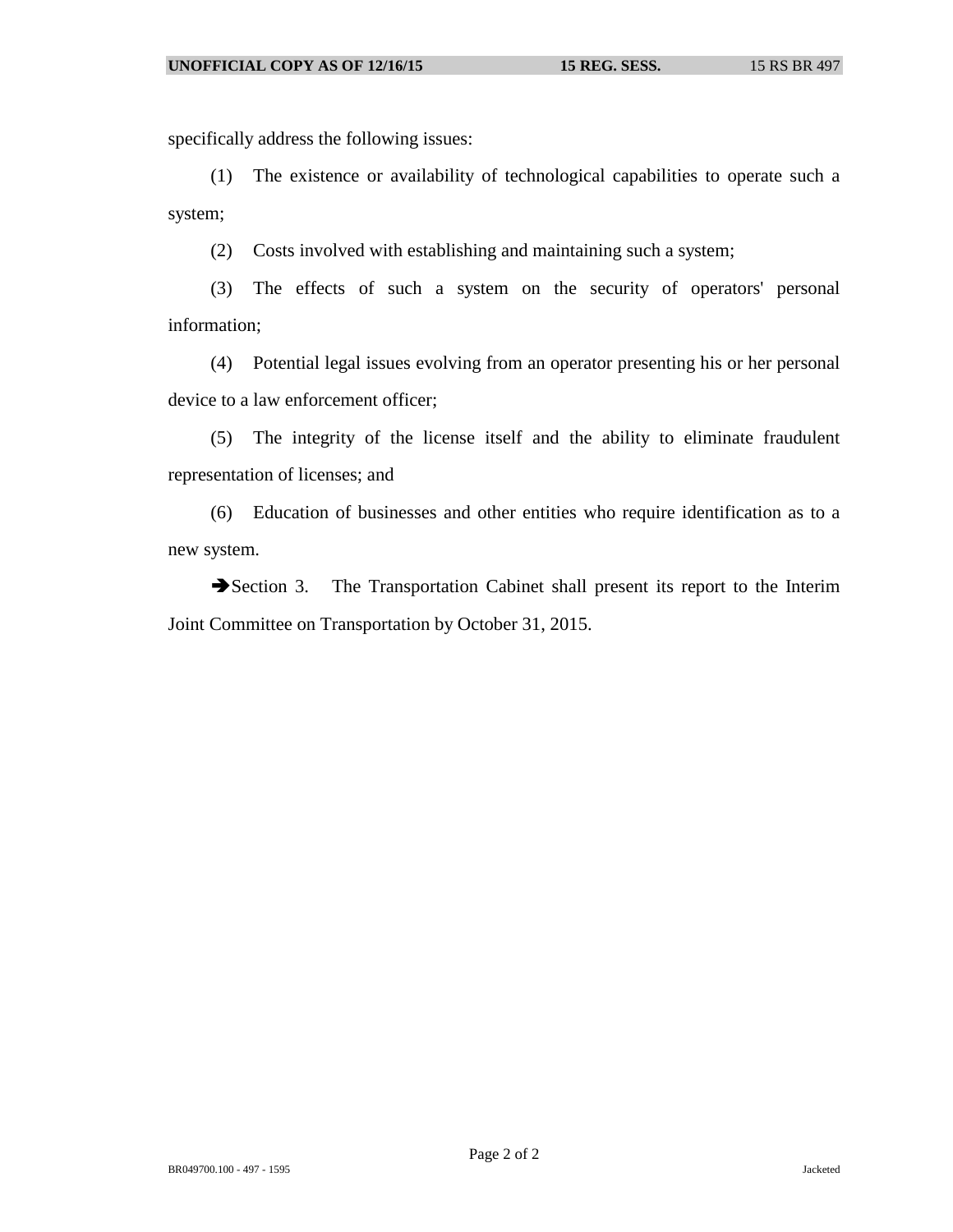specifically address the following issues:

(1) The existence or availability of technological capabilities to operate such a system;

(2) Costs involved with establishing and maintaining such a system;

(3) The effects of such a system on the security of operators' personal information;

(4) Potential legal issues evolving from an operator presenting his or her personal device to a law enforcement officer;

(5) The integrity of the license itself and the ability to eliminate fraudulent representation of licenses; and

(6) Education of businesses and other entities who require identification as to a new system.

➔Section 3. The Transportation Cabinet shall present its report to the Interim Joint Committee on Transportation by October 31, 2015.